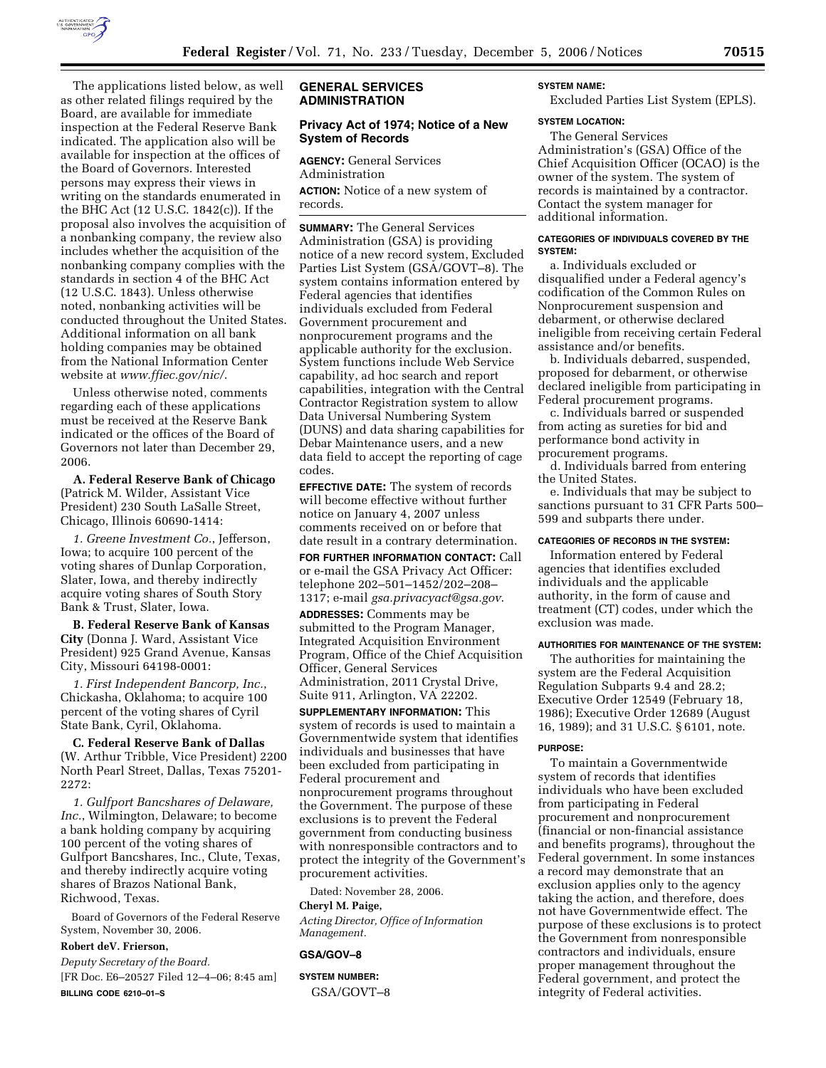The applications listed below, as well as other related filings required by the Board, are available for immediate inspection at the Federal Reserve Bank indicated. The application also will be available for inspection at the offices of the Board of Governors. Interested persons may express their views in writing on the standards enumerated in the BHC Act (12 U.S.C. 1842(c)). If the proposal also involves the acquisition of a nonbanking company, the review also includes whether the acquisition of the nonbanking company complies with the standards in section 4 of the BHC Act (12 U.S.C. 1843). Unless otherwise noted, nonbanking activities will be conducted throughout the United States. Additional information on all bank holding companies may be obtained from the National Information Center website at *www.ffiec.gov/nic/*.

Unless otherwise noted, comments regarding each of these applications must be received at the Reserve Bank indicated or the offices of the Board of Governors not later than December 29, 2006.

**A. Federal Reserve Bank of Chicago** (Patrick M. Wilder, Assistant Vice President) 230 South LaSalle Street, Chicago, Illinois 60690-1414:

*1. Greene Investment Co.*, Jefferson, Iowa; to acquire 100 percent of the voting shares of Dunlap Corporation, Slater, Iowa, and thereby indirectly acquire voting shares of South Story Bank & Trust, Slater, Iowa.

**B. Federal Reserve Bank of Kansas City** (Donna J. Ward, Assistant Vice President) 925 Grand Avenue, Kansas City, Missouri 64198-0001:

*1. First Independent Bancorp, Inc.*, Chickasha, Oklahoma; to acquire 100 percent of the voting shares of Cyril State Bank, Cyril, Oklahoma.

**C. Federal Reserve Bank of Dallas** (W. Arthur Tribble, Vice President) 2200 North Pearl Street, Dallas, Texas 75201-2272:

*1. Gulfport Bancshares of Delaware, Inc.*, Wilmington, Delaware; to become a bank holding company by acquiring 100 percent of the voting shares of Gulfport Bancshares, Inc., Clute, Texas, and thereby indirectly acquire voting shares of Brazos National Bank, Richwood, Texas.

Board of Governors of the Federal Reserve System, November 30, 2006.

**Robert deV. Frierson,**

*Deputy Secretary of the Board.*

[FR Doc. E6–20527 Filed 12–4–06; 8:45 am]

**BILLING CODE 6210–01–S**

## GENERAL SERVICES ADMINISTRATION

### Privacy Act of 1974; Notice of a New System of Records

**AGENCY:** General Services Administration

**ACTION:** Notice of a new system of records.

**SUMMARY:** The General Services Administration (GSA) is providing notice of a new record system, Excluded Parties List System (GSA/GOVT–8). The system contains information entered by Federal agencies that identifies individuals excluded from Federal Government procurement and nonprocurement programs and the applicable authority for the exclusion. System functions include Web Service capability, ad hoc search and report capabilities, integration with the Central Contractor Registration system to allow Data Universal Numbering System (DUNS) and data sharing capabilities for Debar Maintenance users, and a new data field to accept the reporting of cage codes.

**EFFECTIVE DATE:** The system of records will become effective without further notice on January 4, 2007 unless comments received on or before that date result in a contrary determination.

**FOR FURTHER INFORMATION CONTACT:** Call or e-mail the GSA Privacy Act Officer: telephone 202–501–1452/202–208–1317; e-mail *gsa.privacyact@gsa.gov*.

**ADDRESSES:** Comments may be submitted to the Program Manager, Integrated Acquisition Environment Program, Office of the Chief Acquisition Officer, General Services Administration, 2011 Crystal Drive, Suite 911, Arlington, VA 22202.

**SUPPLEMENTARY INFORMATION:** This system of records is used to maintain a Governmentwide system that identifies individuals and businesses that have been excluded from participating in Federal procurement and nonprocurement programs throughout the Government. The purpose of these exclusions is to prevent the Federal government from conducting business with nonresponsible contractors and to protect the integrity of the Government's procurement activities.

Dated: November 28, 2006.

**Cheryl M. Paige,**

*Acting Director, Office of Information Management.*

**GSA/GOV–8**

**SYSTEM NUMBER:**

GSA/GOVT–8

**SYSTEM NAME:**

Excluded Parties List System (EPLS).

**SYSTEM LOCATION:**

The General Services Administration's (GSA) Office of the Chief Acquisition Officer (OCAO) is the owner of the system. The system of records is maintained by a contractor. Contact the system manager for additional information.

**CATEGORIES OF INDIVIDUALS COVERED BY THE SYSTEM:**

a. Individuals excluded or disqualified under a Federal agency's codification of the Common Rules on Nonprocurement suspension and debarment, or otherwise declared ineligible from receiving certain Federal assistance and/or benefits.

b. Individuals debarred, suspended, proposed for debarment, or otherwise declared ineligible from participating in Federal procurement programs.

c. Individuals barred or suspended from acting as sureties for bid and performance bond activity in procurement programs.

d. Individuals barred from entering the United States.

e. Individuals that may be subject to sanctions pursuant to 31 CFR Parts 500–599 and subparts there under.

**CATEGORIES OF RECORDS IN THE SYSTEM:**

Information entered by Federal agencies that identifies excluded individuals and the applicable authority, in the form of cause and treatment (CT) codes, under which the exclusion was made.

**AUTHORITIES FOR MAINTENANCE OF THE SYSTEM:**

The authorities for maintaining the system are the Federal Acquisition Regulation Subparts 9.4 and 28.2; Executive Order 12549 (February 18, 1986); Executive Order 12689 (August 16, 1989); and 31 U.S.C. § 6101, note.

**PURPOSE:**

To maintain a Governmentwide system of records that identifies individuals who have been excluded from participating in Federal procurement and nonprocurement (financial or non-financial assistance and benefits programs), throughout the Federal government. In some instances a record may demonstrate that an exclusion applies only to the agency taking the action, and therefore, does not have Governmentwide effect. The purpose of these exclusions is to protect the Government from nonresponsible contractors and individuals, ensure proper management throughout the Federal government, and protect the integrity of Federal activities.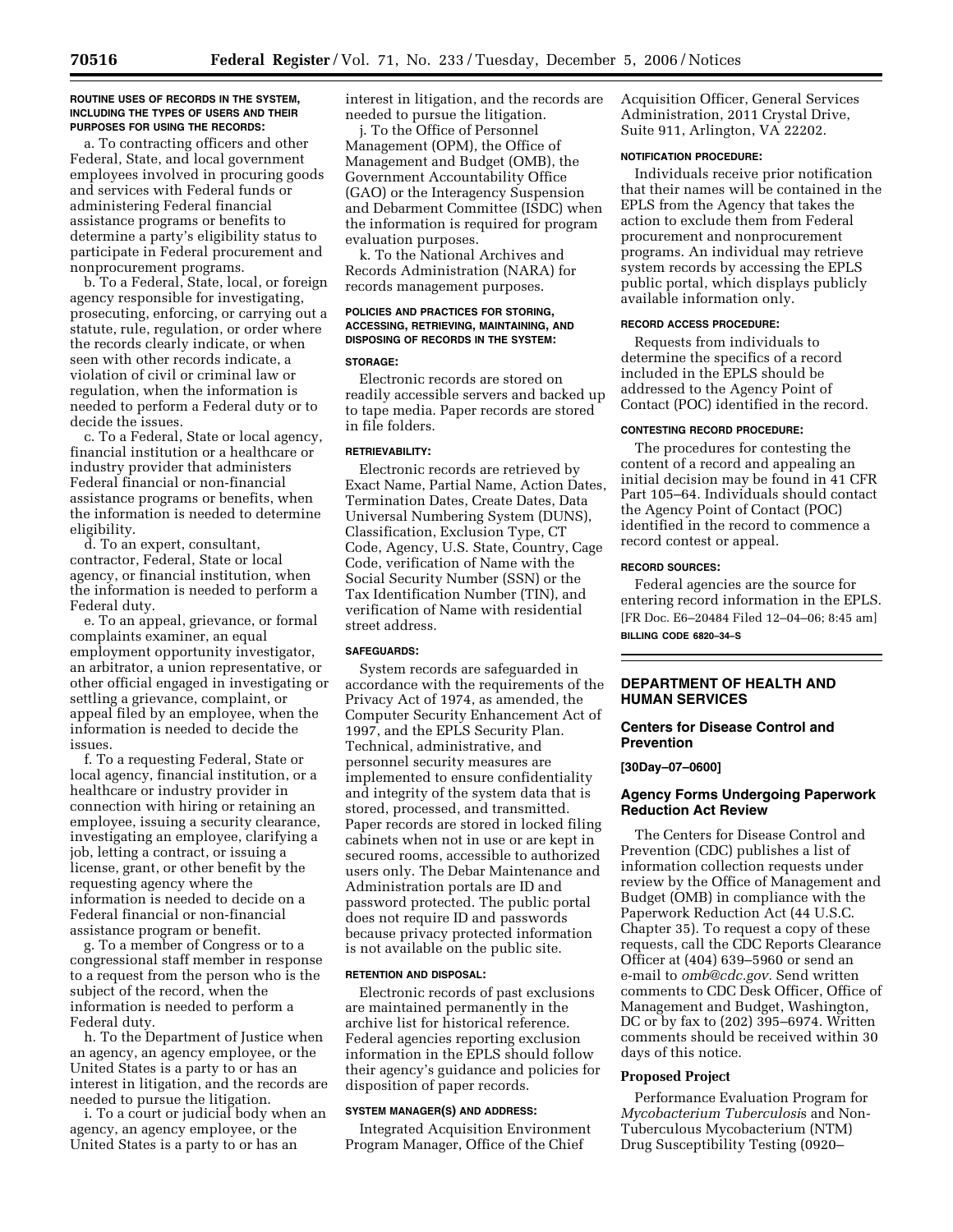#### ROUTINE USES OF RECORDS IN THE SYSTEM, INCLUDING THE TYPES OF USERS AND THEIR PURPOSES FOR USING THE RECORDS:

a. To contracting officers and other Federal, State, and local government employees involved in procuring goods and services with Federal funds or administering Federal financial assistance programs or benefits to determine a party's eligibility status to participate in Federal procurement and nonprocurement programs.

b. To a Federal, State, local, or foreign agency responsible for investigating, prosecuting, enforcing, or carrying out a statute, rule, regulation, or order where the records clearly indicate, or when seen with other records indicate, a violation of civil or criminal law or regulation, when the information is needed to perform a Federal duty or to decide the issues.

c. To a Federal, State or local agency, financial institution or a healthcare or industry provider that administers Federal financial or non-financial assistance programs or benefits, when the information is needed to determine eligibility.

d. To an expert, consultant, contractor, Federal, State or local agency, or financial institution, when the information is needed to perform a Federal duty.

e. To an appeal, grievance, or formal complaints examiner, an equal employment opportunity investigator, an arbitrator, a union representative, or other official engaged in investigating or settling a grievance, complaint, or appeal filed by an employee, when the information is needed to decide the issues.

f. To a requesting Federal, State or local agency, financial institution, or a healthcare or industry provider in connection with hiring or retaining an employee, issuing a security clearance, investigating an employee, clarifying a job, letting a contract, or issuing a license, grant, or other benefit by the requesting agency where the information is needed to decide on a Federal financial or non-financial assistance program or benefit.

g. To a member of Congress or to a congressional staff member in response to a request from the person who is the subject of the record, when the information is needed to perform a Federal duty.

h. To the Department of Justice when an agency, an agency employee, or the United States is a party to or has an interest in litigation, and the records are needed to pursue the litigation.

i. To a court or judicial body when an agency, an agency employee, or the United States is a party to or has an interest in litigation, and the records are needed to pursue the litigation.

j. To the Office of Personnel Management (OPM), the Office of Management and Budget (OMB), the Government Accountability Office (GAO) or the Interagency Suspension and Debarment Committee (ISDC) when the information is required for program evaluation purposes.

k. To the National Archives and Records Administration (NARA) for records management purposes.

#### POLICIES AND PRACTICES FOR STORING, ACCESSING, RETRIEVING, MAINTAINING, AND DISPOSING OF RECORDS IN THE SYSTEM:

#### STORAGE:

Electronic records are stored on readily accessible servers and backed up to tape media. Paper records are stored in file folders.

#### RETRIEVABILITY:

Electronic records are retrieved by Exact Name, Partial Name, Action Dates, Termination Dates, Create Dates, Data Universal Numbering System (DUNS), Classification, Exclusion Type, CT Code, Agency, U.S. State, Country, Cage Code, verification of Name with the Social Security Number (SSN) or the Tax Identification Number (TIN), and verification of Name with residential street address.

#### SAFEGUARDS:

System records are safeguarded in accordance with the requirements of the Privacy Act of 1974, as amended, the Computer Security Enhancement Act of 1997, and the EPLS Security Plan. Technical, administrative, and personnel security measures are implemented to ensure confidentiality and integrity of the system data that is stored, processed, and transmitted. Paper records are stored in locked filing cabinets when not in use or are kept in secured rooms, accessible to authorized users only. The Debar Maintenance and Administration portals are ID and password protected. The public portal does not require ID and passwords because privacy protected information is not available on the public site.

#### RETENTION AND DISPOSAL:

Electronic records of past exclusions are maintained permanently in the archive list for historical reference. Federal agencies reporting exclusion information in the EPLS should follow their agency's guidance and policies for disposition of paper records.

#### SYSTEM MANAGER(S) AND ADDRESS:

Integrated Acquisition Environment Program Manager, Office of the Chief Acquisition Officer, General Services Administration, 2011 Crystal Drive, Suite 911, Arlington, VA 22202.

#### NOTIFICATION PROCEDURE:

Individuals receive prior notification that their names will be contained in the EPLS from the Agency that takes the action to exclude them from Federal procurement and nonprocurement programs. An individual may retrieve system records by accessing the EPLS public portal, which displays publicly available information only.

#### RECORD ACCESS PROCEDURE:

Requests from individuals to determine the specifics of a record included in the EPLS should be addressed to the Agency Point of Contact (POC) identified in the record.

#### CONTESTING RECORD PROCEDURE:

The procedures for contesting the content of a record and appealing an initial decision may be found in 41 CFR Part 105–64. Individuals should contact the Agency Point of Contact (POC) identified in the record to commence a record contest or appeal.

#### RECORD SOURCES:

Federal agencies are the source for entering record information in the EPLS.

[FR Doc. E6–20484 Filed 12–04–06; 8:45 am]

BILLING CODE 6820–34–S

---

## DEPARTMENT OF HEALTH AND HUMAN SERVICES

### Centers for Disease Control and Prevention

**[30Day–07–0600]**

### Agency Forms Undergoing Paperwork Reduction Act Review

The Centers for Disease Control and Prevention (CDC) publishes a list of information collection requests under review by the Office of Management and Budget (OMB) in compliance with the Paperwork Reduction Act (44 U.S.C. Chapter 35). To request a copy of these requests, call the CDC Reports Clearance Officer at (404) 639–5960 or send an e-mail to *omb@cdc.gov*. Send written comments to CDC Desk Officer, Office of Management and Budget, Washington, DC or by fax to (202) 395–6974. Written comments should be received within 30 days of this notice.

**Proposed Project**

Performance Evaluation Program for *Mycobacterium Tuberculosis* and Non-Tuberculous Mycobacterium (NTM) Drug Susceptibility Testing (0920–